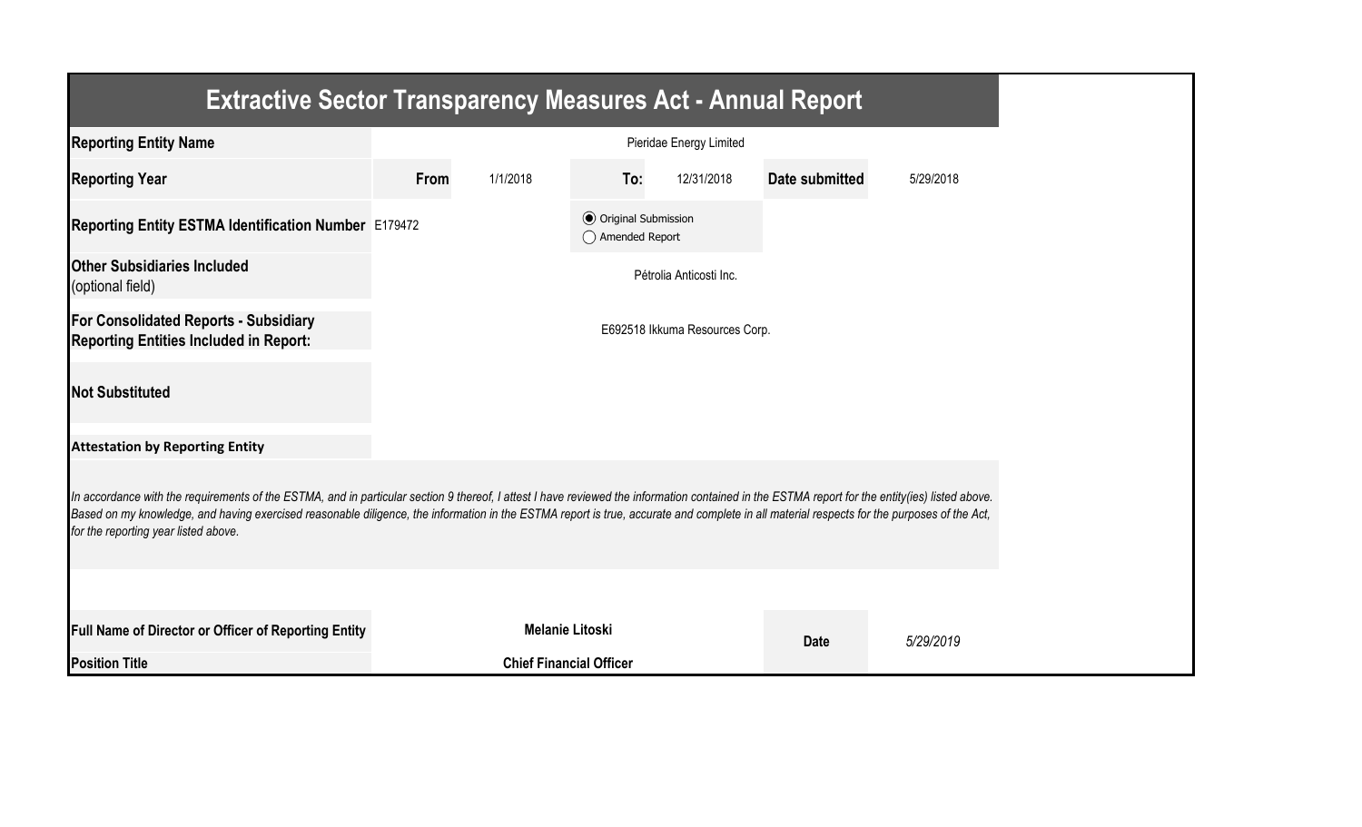# Extractive Sector Transparency Measures Act - Annual Report

| | | | | | | |
|---|---|---|---|---|---|---|
| **Reporting Entity Name** | Pieridae Energy Limited | | | | | |
| **Reporting Year** | **From** | 1/1/2018 | **To:** | 12/31/2018 | **Date submitted** | 5/29/2018 |
| **Reporting Entity ESTMA Identification Number** | E179472 | | ◉ Original Submission<br>◯ Amended Report | | | |
| **Other Subsidiaries Included**<br>(optional field) | Pétrolia Anticosti Inc. | | | | | |
| **For Consolidated Reports - Subsidiary Reporting Entities Included in Report:** | E692518 Ikkuma Resources Corp. | | | | | |
| **Not Substituted** | | | | | | |

**Attestation by Reporting Entity**

*In accordance with the requirements of the ESTMA, and in particular section 9 thereof, I attest I have reviewed the information contained in the ESTMA report for the entity(ies) listed above. Based on my knowledge, and having exercised reasonable diligence, the information in the ESTMA report is true, accurate and complete in all material respects for the purposes of the Act, for the reporting year listed above.*

| | | | |
|---|---|---|---|
| **Full Name of Director or Officer of Reporting Entity** | **Melanie Litoski** | **Date** | *5/29/2019* |
| **Position Title** | **Chief Financial Officer** | | |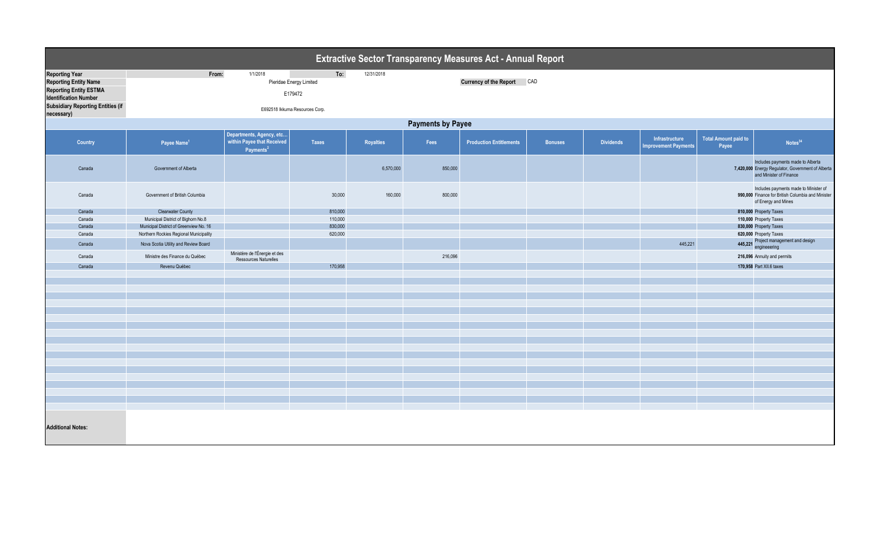# Extractive Sector Transparency Measures Act - Annual Report

| | | | |
|---|---|---|---|
| **Reporting Year** | From: 1/1/2018 | To: 12/31/2018 | |
| **Reporting Entity Name** | Pieridae Energy Limited | **Currency of the Report** | CAD |
| **Reporting Entity ESTMA Identification Number** | E179472 | | |
| **Subsidiary Reporting Entities (if necessary)** | E692518 Ikkuma Resources Corp. | | |

## Payments by Payee

| Country | Payee Name[1] | Departments, Agency, etc... within Payee that Received Payments[2] | Taxes | Royalties | Fees | Production Entitlements | Bonuses | Dividends | Infrastructure Improvement Payments | Total Amount paid to Payee | Notes[34] |
|---|---|---|---|---|---|---|---|---|---|---|---|
| Canada | Government of Alberta | | | 6,570,000 | 850,000 | | | | | **7,420,000** | Includes payments made to Alberta Energy Regulator, Government of Alberta and Minister of Finance |
| Canada | Government of British Columbia | | 30,000 | 160,000 | 800,000 | | | | | **990,000** | Includes payments made to Minister of Finance for British Columbia and Minister of Energy and Mines |
| Canada | Clearwater County | | 810,000 | | | | | | | **810,000** | Property Taxes |
| Canada | Municipal District of Bighorn No.8 | | 110,000 | | | | | | | **110,000** | Property Taxes |
| Canada | Municipal District of Greenview No. 16 | | 830,000 | | | | | | | **830,000** | Property Taxes |
| Canada | Northern Rockies Regional Municipality | | 620,000 | | | | | | | **620,000** | Property Taxes |
| Canada | Nova Scotia Utility and Review Board | | | | | | | | 445,221 | **445,221** | Project management and design engineeering |
| Canada | Ministre des Finance du Québec | Ministère de l'Énergie et des Ressources Naturelles | | | 216,096 | | | | | **216,096** | Annuity and permits |
| Canada | Revenu Québec | | 170,958 | | | | | | | **170,958** | Part XII.6 taxes |

**Additional Notes:**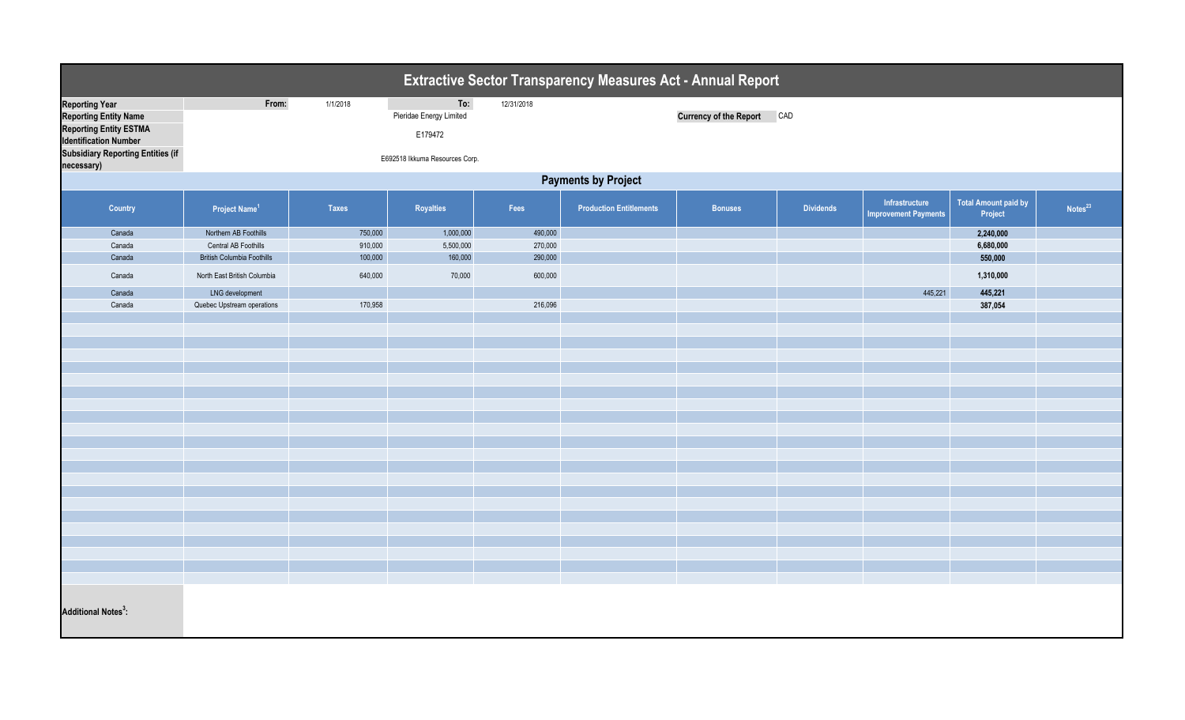# Extractive Sector Transparency Measures Act - Annual Report

| | | | | | |
|---|---|---|---|---|---|
| **Reporting Year** | **From:** | 1/1/2018 | **To:** | 12/31/2018 | |
| **Reporting Entity Name** | | | Pieridae Energy Limited | **Currency of the Report** | CAD |
| **Reporting Entity ESTMA Identification Number** | | | E179472 | | |
| **Subsidiary Reporting Entities (if necessary)** | | | E692518 Ikkuma Resources Corp. | | |

## Payments by Project

| Country | Project Name[1] | Taxes | Royalties | Fees | Production Entitlements | Bonuses | Dividends | Infrastructure Improvement Payments | Total Amount paid by Project | Notes[23] |
|---|---|---|---|---|---|---|---|---|---|---|
| Canada | Northern AB Foothills | 750,000 | 1,000,000 | 490,000 | | | | | **2,240,000** | |
| Canada | Central AB Foothills | 910,000 | 5,500,000 | 270,000 | | | | | **6,680,000** | |
| Canada | British Columbia Foothills | 100,000 | 160,000 | 290,000 | | | | | **550,000** | |
| Canada | North East British Columbia | 640,000 | 70,000 | 600,000 | | | | | **1,310,000** | |
| Canada | LNG development | | | | | | | 445,221 | **445,221** | |
| Canada | Quebec Upstream operations | 170,958 | | 216,096 | | | | | **387,054** | |

**Additional Notes[3]:**